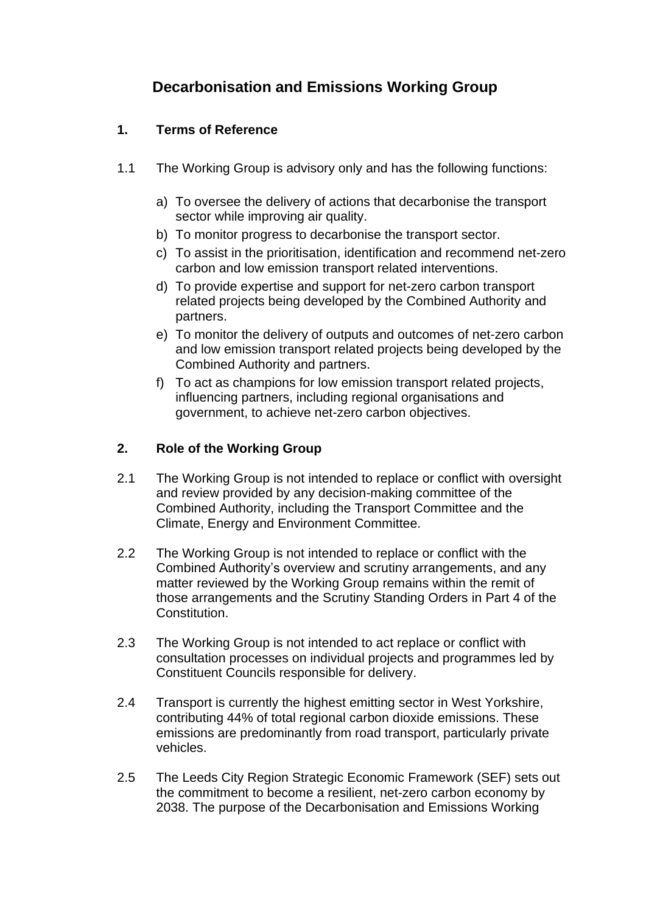# Decarbonisation and Emissions Working Group

## 1. Terms of Reference

1.1 The Working Group is advisory only and has the following functions:

a) To oversee the delivery of actions that decarbonise the transport sector while improving air quality.
b) To monitor progress to decarbonise the transport sector.
c) To assist in the prioritisation, identification and recommend net-zero carbon and low emission transport related interventions.
d) To provide expertise and support for net-zero carbon transport related projects being developed by the Combined Authority and partners.
e) To monitor the delivery of outputs and outcomes of net-zero carbon and low emission transport related projects being developed by the Combined Authority and partners.
f) To act as champions for low emission transport related projects, influencing partners, including regional organisations and government, to achieve net-zero carbon objectives.

## 2. Role of the Working Group

2.1 The Working Group is not intended to replace or conflict with oversight and review provided by any decision-making committee of the Combined Authority, including the Transport Committee and the Climate, Energy and Environment Committee.

2.2 The Working Group is not intended to replace or conflict with the Combined Authority's overview and scrutiny arrangements, and any matter reviewed by the Working Group remains within the remit of those arrangements and the Scrutiny Standing Orders in Part 4 of the Constitution.

2.3 The Working Group is not intended to act replace or conflict with consultation processes on individual projects and programmes led by Constituent Councils responsible for delivery.

2.4 Transport is currently the highest emitting sector in West Yorkshire, contributing 44% of total regional carbon dioxide emissions. These emissions are predominantly from road transport, particularly private vehicles.

2.5 The Leeds City Region Strategic Economic Framework (SEF) sets out the commitment to become a resilient, net-zero carbon economy by 2038. The purpose of the Decarbonisation and Emissions Working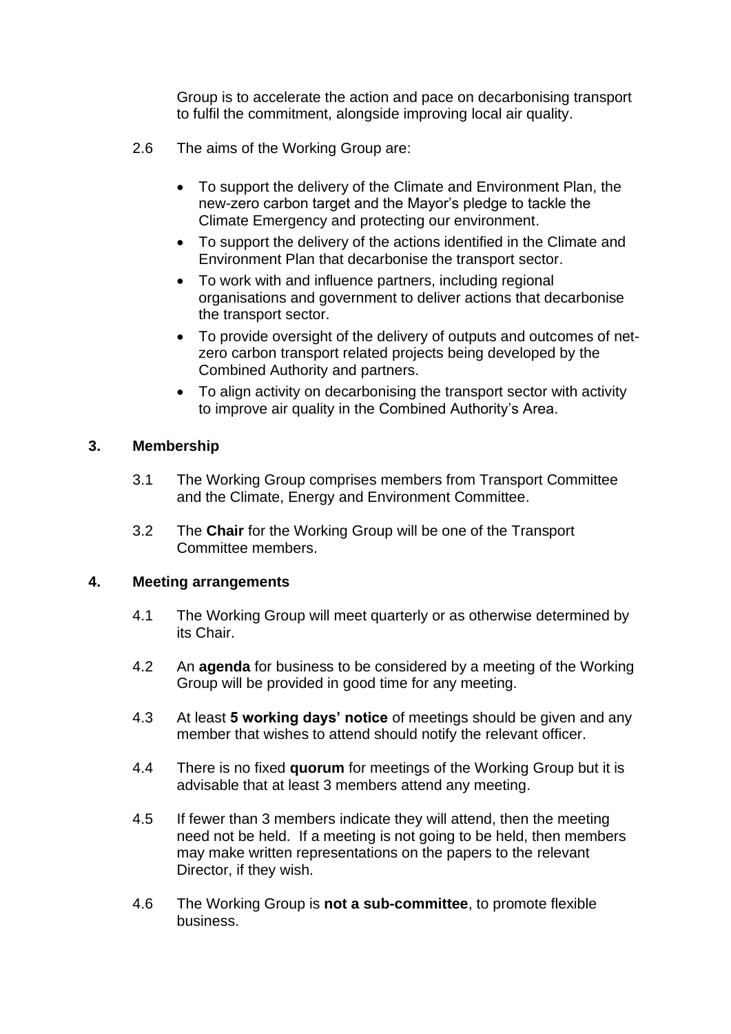Group is to accelerate the action and pace on decarbonising transport to fulfil the commitment, alongside improving local air quality.

2.6 The aims of the Working Group are:

- To support the delivery of the Climate and Environment Plan, the new-zero carbon target and the Mayor's pledge to tackle the Climate Emergency and protecting our environment.
- To support the delivery of the actions identified in the Climate and Environment Plan that decarbonise the transport sector.
- To work with and influence partners, including regional organisations and government to deliver actions that decarbonise the transport sector.
- To provide oversight of the delivery of outputs and outcomes of net-zero carbon transport related projects being developed by the Combined Authority and partners.
- To align activity on decarbonising the transport sector with activity to improve air quality in the Combined Authority's Area.

## 3. Membership

3.1 The Working Group comprises members from Transport Committee and the Climate, Energy and Environment Committee.

3.2 The **Chair** for the Working Group will be one of the Transport Committee members.

## 4. Meeting arrangements

4.1 The Working Group will meet quarterly or as otherwise determined by its Chair.

4.2 An **agenda** for business to be considered by a meeting of the Working Group will be provided in good time for any meeting.

4.3 At least **5 working days' notice** of meetings should be given and any member that wishes to attend should notify the relevant officer.

4.4 There is no fixed **quorum** for meetings of the Working Group but it is advisable that at least 3 members attend any meeting.

4.5 If fewer than 3 members indicate they will attend, then the meeting need not be held. If a meeting is not going to be held, then members may make written representations on the papers to the relevant Director, if they wish.

4.6 The Working Group is **not a sub-committee**, to promote flexible business.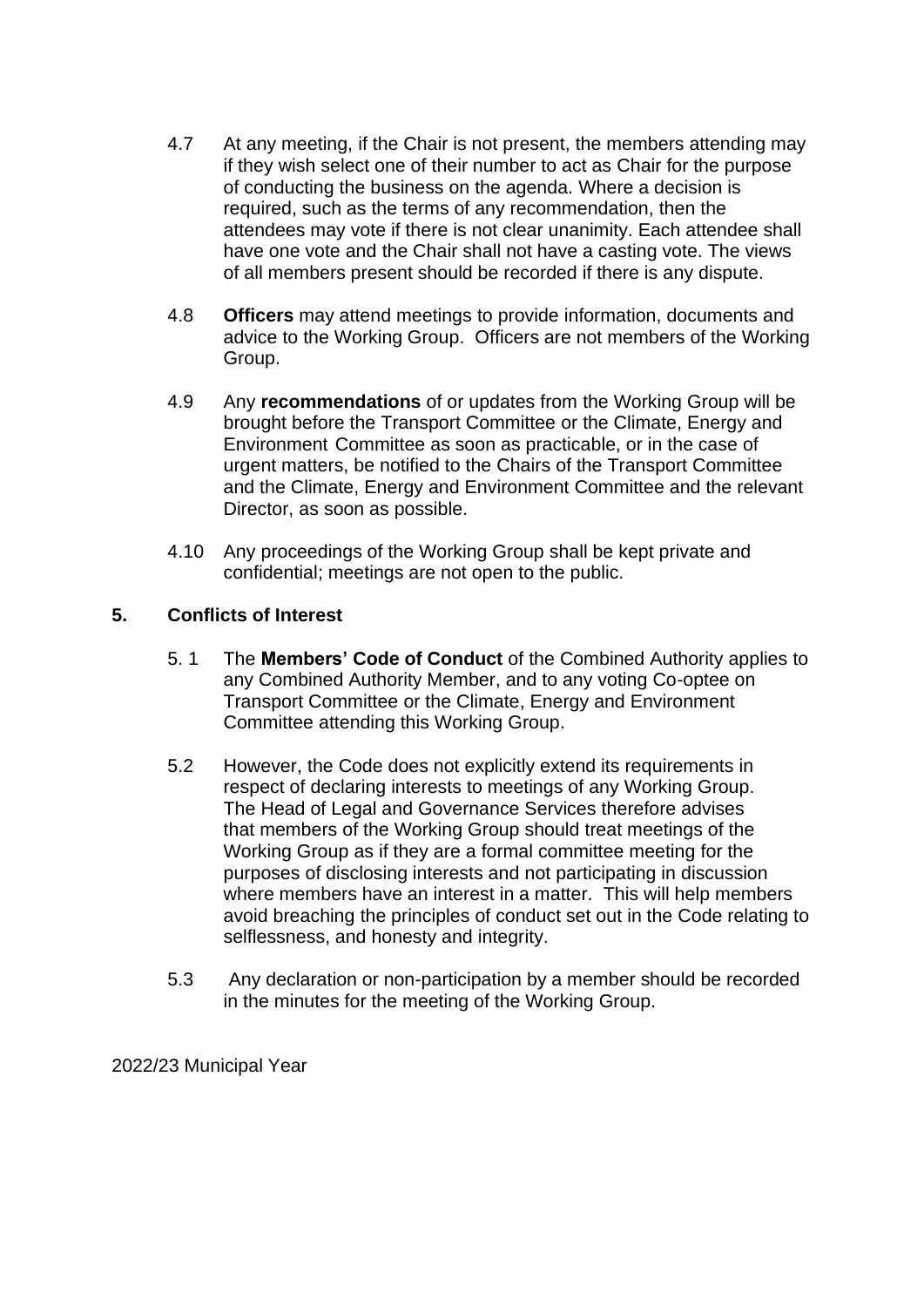4.7 At any meeting, if the Chair is not present, the members attending may if they wish select one of their number to act as Chair for the purpose of conducting the business on the agenda. Where a decision is required, such as the terms of any recommendation, then the attendees may vote if there is not clear unanimity. Each attendee shall have one vote and the Chair shall not have a casting vote. The views of all members present should be recorded if there is any dispute.

4.8 **Officers** may attend meetings to provide information, documents and advice to the Working Group. Officers are not members of the Working Group.

4.9 Any **recommendations** of or updates from the Working Group will be brought before the Transport Committee or the Climate, Energy and Environment Committee as soon as practicable, or in the case of urgent matters, be notified to the Chairs of the Transport Committee and the Climate, Energy and Environment Committee and the relevant Director, as soon as possible.

4.10 Any proceedings of the Working Group shall be kept private and confidential; meetings are not open to the public.

## 5. Conflicts of Interest

5. 1 The **Members' Code of Conduct** of the Combined Authority applies to any Combined Authority Member, and to any voting Co-optee on Transport Committee or the Climate, Energy and Environment Committee attending this Working Group.

5.2 However, the Code does not explicitly extend its requirements in respect of declaring interests to meetings of any Working Group. The Head of Legal and Governance Services therefore advises that members of the Working Group should treat meetings of the Working Group as if they are a formal committee meeting for the purposes of disclosing interests and not participating in discussion where members have an interest in a matter. This will help members avoid breaching the principles of conduct set out in the Code relating to selflessness, and honesty and integrity.

5.3 Any declaration or non-participation by a member should be recorded in the minutes for the meeting of the Working Group.

2022/23 Municipal Year